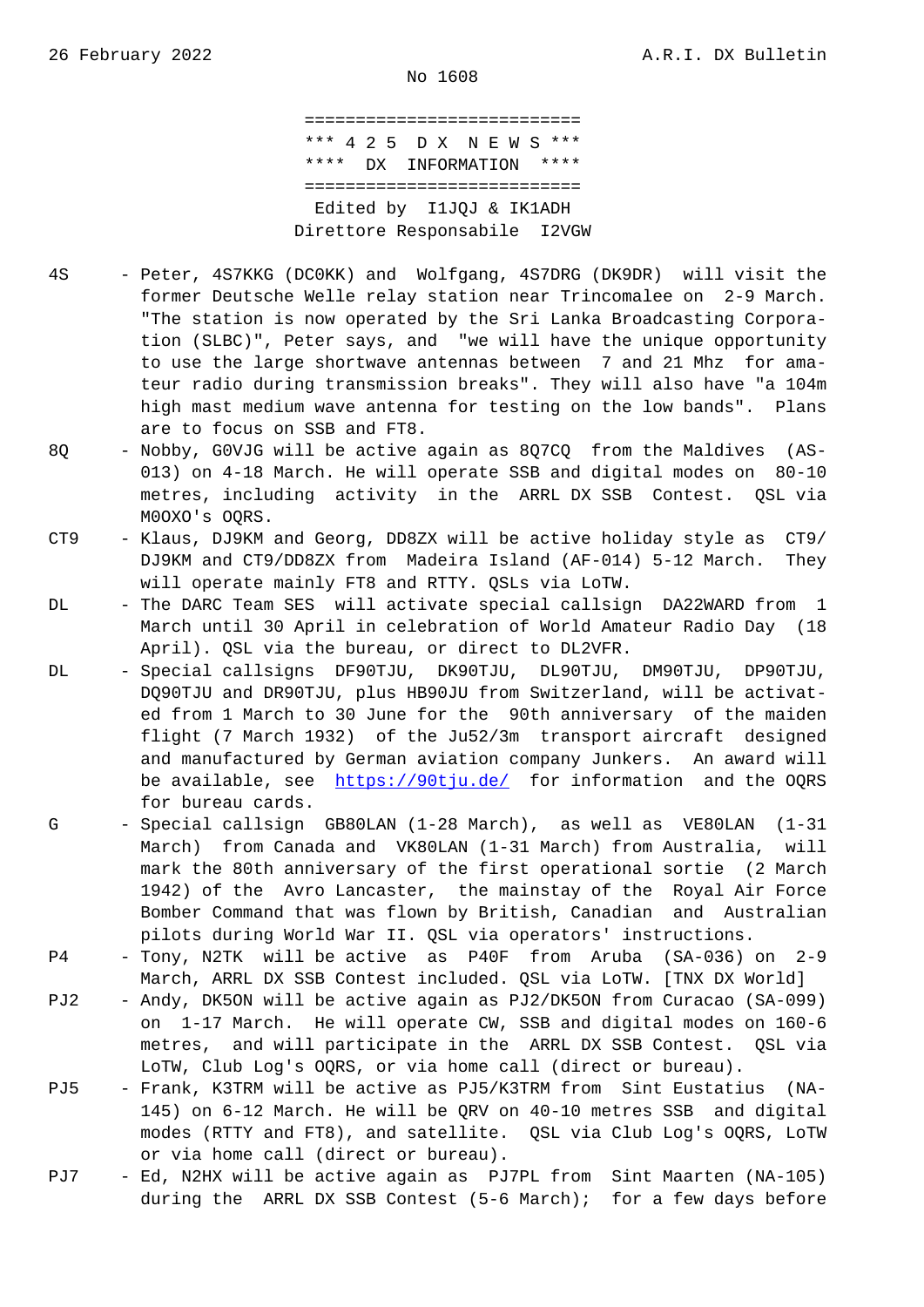26 February 2022 A.R.I. DX Bulletin

No 1608

===========================
\*\*\* 4 2 5 D X N E W S \*\*\*
\*\*\*\* DX INFORMATION \*\*\*\*
===========================

Edited by I1JQJ & IK1ADH
Direttore Responsabile I2VGW

**4S** - Peter, 4S7KKG (DC0KK) and Wolfgang, 4S7DRG (DK9DR) will visit the former Deutsche Welle relay station near Trincomalee on 2-9 March. "The station is now operated by the Sri Lanka Broadcasting Corporation (SLBC)", Peter says, and "we will have the unique opportunity to use the large shortwave antennas between 7 and 21 Mhz for amateur radio during transmission breaks". They will also have "a 104m high mast medium wave antenna for testing on the low bands". Plans are to focus on SSB and FT8.

**8Q** - Nobby, G0VJG will be active again as 8Q7CQ from the Maldives (AS-013) on 4-18 March. He will operate SSB and digital modes on 80-10 metres, including activity in the ARRL DX SSB Contest. QSL via M0OXO's OQRS.

**CT9** - Klaus, DJ9KM and Georg, DD8ZX will be active holiday style as CT9/DJ9KM and CT9/DD8ZX from Madeira Island (AF-014) 5-12 March. They will operate mainly FT8 and RTTY. QSLs via LoTW.

**DL** - The DARC Team SES will activate special callsign DA22WARD from 1 March until 30 April in celebration of World Amateur Radio Day (18 April). QSL via the bureau, or direct to DL2VFR.

**DL** - Special callsigns DF90TJU, DK90TJU, DL90TJU, DM90TJU, DP90TJU, DQ90TJU and DR90TJU, plus HB90JU from Switzerland, will be activated from 1 March to 30 June for the 90th anniversary of the maiden flight (7 March 1932) of the Ju52/3m transport aircraft designed and manufactured by German aviation company Junkers. An award will be available, see https://90tju.de/ for information and the OQRS for bureau cards.

**G** - Special callsign GB80LAN (1-28 March), as well as VE80LAN (1-31 March) from Canada and VK80LAN (1-31 March) from Australia, will mark the 80th anniversary of the first operational sortie (2 March 1942) of the Avro Lancaster, the mainstay of the Royal Air Force Bomber Command that was flown by British, Canadian and Australian pilots during World War II. QSL via operators' instructions.

**P4** - Tony, N2TK will be active as P40F from Aruba (SA-036) on 2-9 March, ARRL DX SSB Contest included. QSL via LoTW. [TNX DX World]

**PJ2** - Andy, DK5ON will be active again as PJ2/DK5ON from Curacao (SA-099) on 1-17 March. He will operate CW, SSB and digital modes on 160-6 metres, and will participate in the ARRL DX SSB Contest. QSL via LoTW, Club Log's OQRS, or via home call (direct or bureau).

**PJ5** - Frank, K3TRM will be active as PJ5/K3TRM from Sint Eustatius (NA-145) on 6-12 March. He will be QRV on 40-10 metres SSB and digital modes (RTTY and FT8), and satellite. QSL via Club Log's OQRS, LoTW or via home call (direct or bureau).

**PJ7** - Ed, N2HX will be active again as PJ7PL from Sint Maarten (NA-105) during the ARRL DX SSB Contest (5-6 March); for a few days before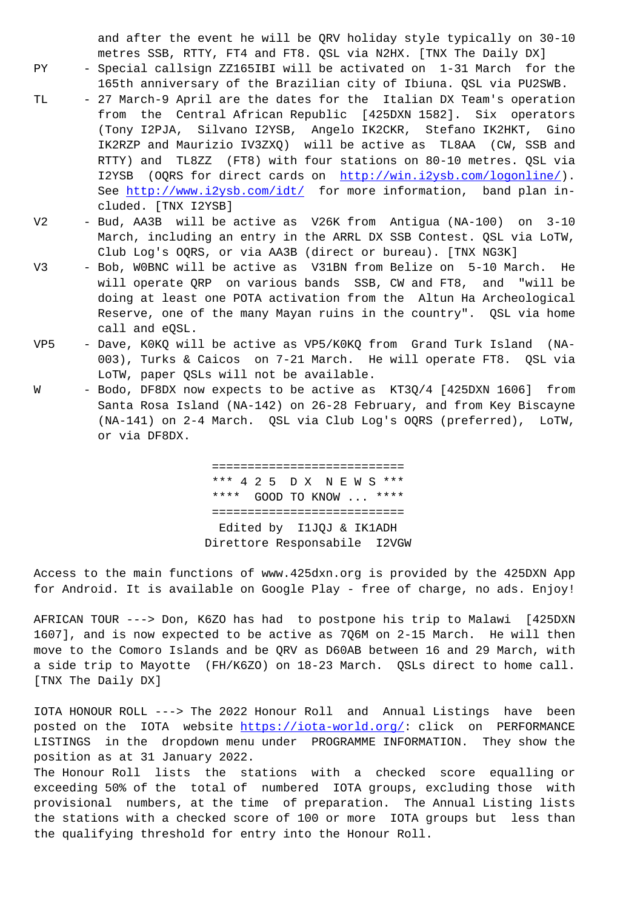and after the event he will be QRV holiday style typically on 30-10 metres SSB, RTTY, FT4 and FT8. QSL via N2HX. [TNX The Daily DX]

PY - Special callsign ZZ165IBI will be activated on 1-31 March for the 165th anniversary of the Brazilian city of Ibiuna. QSL via PU2SWB.

TL - 27 March-9 April are the dates for the Italian DX Team's operation from the Central African Republic [425DXN 1582]. Six operators (Tony I2PJA, Silvano I2YSB, Angelo IK2CKR, Stefano IK2HKT, Gino IK2RZP and Maurizio IV3ZXQ) will be active as TL8AA (CW, SSB and RTTY) and TL8ZZ (FT8) with four stations on 80-10 metres. QSL via I2YSB (OQRS for direct cards on http://win.i2ysb.com/logonline/). See http://www.i2ysb.com/idt/ for more information, band plan included. [TNX I2YSB]

V2 - Bud, AA3B will be active as V26K from Antigua (NA-100) on 3-10 March, including an entry in the ARRL DX SSB Contest. QSL via LoTW, Club Log's OQRS, or via AA3B (direct or bureau). [TNX NG3K]

V3 - Bob, W0BNC will be active as V31BN from Belize on 5-10 March. He will operate QRP on various bands SSB, CW and FT8, and "will be doing at least one POTA activation from the Altun Ha Archeological Reserve, one of the many Mayan ruins in the country". QSL via home call and eQSL.

VP5 - Dave, K0KQ will be active as VP5/K0KQ from Grand Turk Island (NA-003), Turks & Caicos on 7-21 March. He will operate FT8. QSL via LoTW, paper QSLs will not be available.

W - Bodo, DF8DX now expects to be active as KT3Q/4 [425DXN 1606] from Santa Rosa Island (NA-142) on 26-28 February, and from Key Biscayne (NA-141) on 2-4 March. QSL via Club Log's OQRS (preferred), LoTW, or via DF8DX.

===========================
*** 4 2 5 D X N E W S ***
**** GOOD TO KNOW ... ****
===========================
Edited by I1JQJ & IK1ADH
Direttore Responsabile I2VGW

Access to the main functions of www.425dxn.org is provided by the 425DXN App for Android. It is available on Google Play - free of charge, no ads. Enjoy!

AFRICAN TOUR ---> Don, K6ZO has had to postpone his trip to Malawi [425DXN 1607], and is now expected to be active as 7Q6M on 2-15 March. He will then move to the Comoro Islands and be QRV as D60AB between 16 and 29 March, with a side trip to Mayotte (FH/K6ZO) on 18-23 March. QSLs direct to home call. [TNX The Daily DX]

IOTA HONOUR ROLL ---> The 2022 Honour Roll and Annual Listings have been posted on the IOTA website https://iota-world.org/: click on PERFORMANCE LISTINGS in the dropdown menu under PROGRAMME INFORMATION. They show the position as at 31 January 2022.
The Honour Roll lists the stations with a checked score equalling or exceeding 50% of the total of numbered IOTA groups, excluding those with provisional numbers, at the time of preparation. The Annual Listing lists the stations with a checked score of 100 or more IOTA groups but less than the qualifying threshold for entry into the Honour Roll.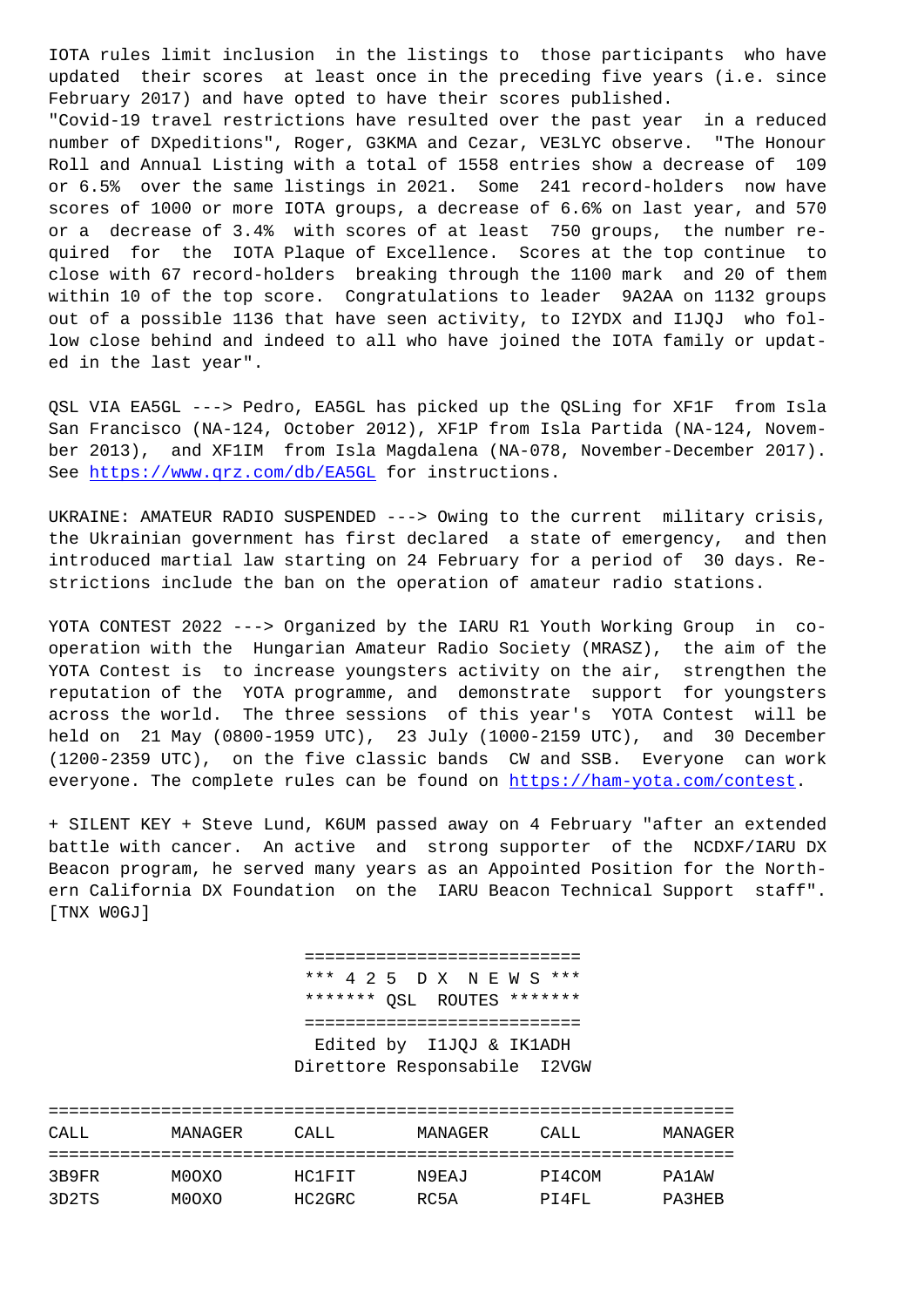IOTA rules limit inclusion in the listings to those participants who have updated their scores at least once in the preceding five years (i.e. since February 2017) and have opted to have their scores published.
"Covid-19 travel restrictions have resulted over the past year in a reduced number of DXpeditions", Roger, G3KMA and Cezar, VE3LYC observe. "The Honour Roll and Annual Listing with a total of 1558 entries show a decrease of 109 or 6.5% over the same listings in 2021. Some 241 record-holders now have scores of 1000 or more IOTA groups, a decrease of 6.6% on last year, and 570 or a decrease of 3.4% with scores of at least 750 groups, the number required for the IOTA Plaque of Excellence. Scores at the top continue to close with 67 record-holders breaking through the 1100 mark and 20 of them within 10 of the top score. Congratulations to leader 9A2AA on 1132 groups out of a possible 1136 that have seen activity, to I2YDX and I1JQJ who follow close behind and indeed to all who have joined the IOTA family or updated in the last year".

QSL VIA EA5GL ---> Pedro, EA5GL has picked up the QSLing for XF1F from Isla San Francisco (NA-124, October 2012), XF1P from Isla Partida (NA-124, November 2013), and XF1IM from Isla Magdalena (NA-078, November-December 2017). See https://www.qrz.com/db/EA5GL for instructions.

UKRAINE: AMATEUR RADIO SUSPENDED ---> Owing to the current military crisis, the Ukrainian government has first declared a state of emergency, and then introduced martial law starting on 24 February for a period of 30 days. Restrictions include the ban on the operation of amateur radio stations.

YOTA CONTEST 2022 ---> Organized by the IARU R1 Youth Working Group in cooperation with the Hungarian Amateur Radio Society (MRASZ), the aim of the YOTA Contest is to increase youngsters activity on the air, strengthen the reputation of the YOTA programme, and demonstrate support for youngsters across the world. The three sessions of this year's YOTA Contest will be held on 21 May (0800-1959 UTC), 23 July (1000-2159 UTC), and 30 December (1200-2359 UTC), on the five classic bands CW and SSB. Everyone can work everyone. The complete rules can be found on https://ham-yota.com/contest.

+ SILENT KEY + Steve Lund, K6UM passed away on 4 February "after an extended battle with cancer. An active and strong supporter of the NCDXF/IARU DX Beacon program, he served many years as an Appointed Position for the Northern California DX Foundation on the IARU Beacon Technical Support staff". [TNX W0GJ]

## *** 4 2 5 D X N E W S ***
## ******* QSL ROUTES *******

Edited by I1JQJ & IK1ADH
Direttore Responsabile I2VGW

| CALL | MANAGER | CALL | MANAGER | CALL | MANAGER |
|---|---|---|---|---|---|
| 3B9FR | M0OXO | HC1FIT | N9EAJ | PI4COM | PA1AW |
| 3D2TS | M0OXO | HC2GRC | RC5A | PI4FL | PA3HEB |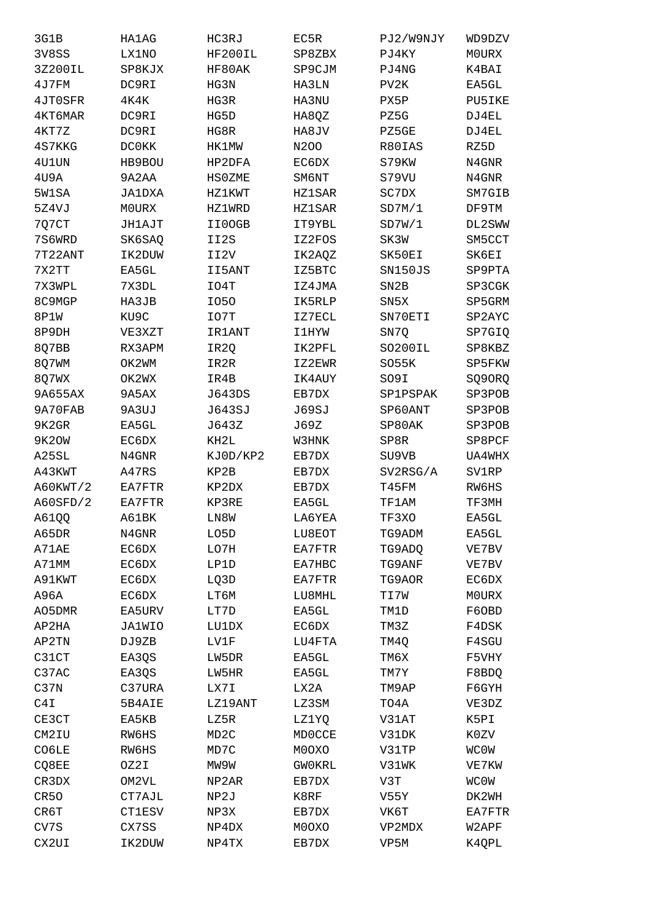| | | | | | |
|---|---|---|---|---|---|
| 3G1B | HA1AG | HC3RJ | EC5R | PJ2/W9NJY | WD9DZV |
| 3V8SS | LX1NO | HF200IL | SP8ZBX | PJ4KY | M0URX |
| 3Z200IL | SP8KJX | HF80AK | SP9CJM | PJ4NG | K4BAI |
| 4J7FM | DC9RI | HG3N | HA3LN | PV2K | EA5GL |
| 4JT0SFR | 4K4K | HG3R | HA3NU | PX5P | PU5IKE |
| 4KT6MAR | DC9RI | HG5D | HA8QZ | PZ5G | DJ4EL |
| 4KT7Z | DC9RI | HG8R | HA8JV | PZ5GE | DJ4EL |
| 4S7KKG | DC0KK | HK1MW | N2OO | R80IAS | RZ5D |
| 4U1UN | HB9BOU | HP2DFA | EC6DX | S79KW | N4GNR |
| 4U9A | 9A2AA | HS0ZME | SM6NT | S79VU | N4GNR |
| 5W1SA | JA1DXA | HZ1KWT | HZ1SAR | SC7DX | SM7GIB |
| 5Z4VJ | M0URX | HZ1WRD | HZ1SAR | SD7M/1 | DF9TM |
| 7Q7CT | JH1AJT | II0OGB | IT9YBL | SD7W/1 | DL2SWW |
| 7S6WRD | SK6SAQ | II2S | IZ2FOS | SK3W | SM5CCT |
| 7T22ANT | IK2DUW | II2V | IK2AQZ | SK50EI | SK6EI |
| 7X2TT | EA5GL | II5ANT | IZ5BTC | SN150JS | SP9PTA |
| 7X3WPL | 7X3DL | IO4T | IZ4JMA | SN2B | SP3CGK |
| 8C9MGP | HA3JB | IO5O | IK5RLP | SN5X | SP5GRM |
| 8P1W | KU9C | IO7T | IZ7ECL | SN70ETI | SP2AYC |
| 8P9DH | VE3XZT | IR1ANT | I1HYW | SN7Q | SP7GIQ |
| 8Q7BB | RX3APM | IR2Q | IK2PFL | SO200IL | SP8KBZ |
| 8Q7WM | OK2WM | IR2R | IZ2EWR | SO55K | SP5FKW |
| 8Q7WX | OK2WX | IR4B | IK4AUY | SO9I | SQ9ORQ |
| 9A655AX | 9A5AX | J643DS | EB7DX | SP1PSPAK | SP3POB |
| 9A70FAB | 9A3UJ | J643SJ | J69SJ | SP60ANT | SP3POB |
| 9K2GR | EA5GL | J643Z | J69Z | SP80AK | SP3POB |
| 9K2OW | EC6DX | KH2L | W3HNK | SP8R | SP8PCF |
| A25SL | N4GNR | KJ0D/KP2 | EB7DX | SU9VB | UA4WHX |
| A43KWT | A47RS | KP2B | EB7DX | SV2RSG/A | SV1RP |
| A60KWT/2 | EA7FTR | KP2DX | EB7DX | T45FM | RW6HS |
| A60SFD/2 | EA7FTR | KP3RE | EA5GL | TF1AM | TF3MH |
| A61QQ | A61BK | LN8W | LA6YEA | TF3XO | EA5GL |
| A65DR | N4GNR | LO5D | LU8EOT | TG9ADM | EA5GL |
| A71AE | EC6DX | LO7H | EA7FTR | TG9ADQ | VE7BV |
| A71MM | EC6DX | LP1D | EA7HBC | TG9ANF | VE7BV |
| A91KWT | EC6DX | LQ3D | EA7FTR | TG9AOR | EC6DX |
| A96A | EC6DX | LT6M | LU8MHL | TI7W | M0URX |
| AO5DMR | EA5URV | LT7D | EA5GL | TM1D | F6OBD |
| AP2HA | JA1WIO | LU1DX | EC6DX | TM3Z | F4DSK |
| AP2TN | DJ9ZB | LV1F | LU4FTA | TM4Q | F4SGU |
| C31CT | EA3QS | LW5DR | EA5GL | TM6X | F5VHY |
| C37AC | EA3QS | LW5HR | EA5GL | TM7Y | F8BDQ |
| C37N | C37URA | LX7I | LX2A | TM9AP | F6GYH |
| C4I | 5B4AIE | LZ19ANT | LZ3SM | TO4A | VE3DZ |
| CE3CT | EA5KB | LZ5R | LZ1YQ | V31AT | K5PI |
| CM2IU | RW6HS | MD2C | MD0CCE | V31DK | K0ZV |
| CO6LE | RW6HS | MD7C | M0OXO | V31TP | WC0W |
| CQ8EE | OZ2I | MW9W | GW0KRL | V31WK | VE7KW |
| CR3DX | OM2VL | NP2AR | EB7DX | V3T | WC0W |
| CR5O | CT7AJL | NP2J | K8RF | V55Y | DK2WH |
| CR6T | CT1ESV | NP3X | EB7DX | VK6T | EA7FTR |
| CV7S | CX7SS | NP4DX | M0OXO | VP2MDX | W2APF |
| CX2UI | IK2DUW | NP4TX | EB7DX | VP5M | K4QPL |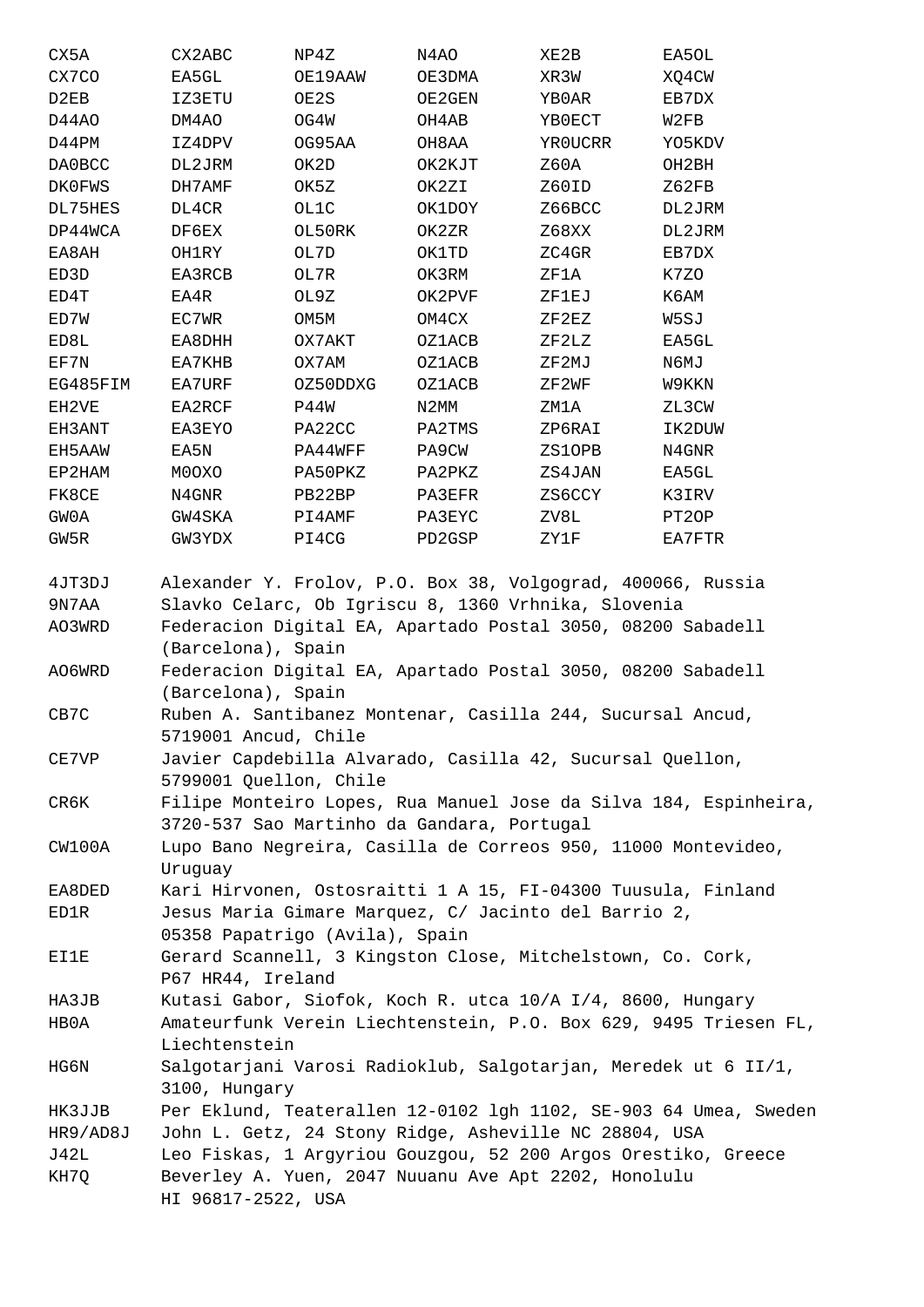| | | | | | |
|---|---|---|---|---|---|
| CX5A | CX2ABC | NP4Z | N4AO | XE2B | EA5OL |
| CX7CO | EA5GL | OE19AAW | OE3DMA | XR3W | XQ4CW |
| D2EB | IZ3ETU | OE2S | OE2GEN | YB0AR | EB7DX |
| D44AO | DM4AO | OG4W | OH4AB | YB0ECT | W2FB |
| D44PM | IZ4DPV | OG95AA | OH8AA | YR0UCRR | YO5KDV |
| DA0BCC | DL2JRM | OK2D | OK2KJT | Z60A | OH2BH |
| DK0FWS | DH7AMF | OK5Z | OK2ZI | Z60ID | Z62FB |
| DL75HES | DL4CR | OL1C | OK1DOY | Z66BCC | DL2JRM |
| DP44WCA | DF6EX | OL50RK | OK2ZR | Z68XX | DL2JRM |
| EA8AH | OH1RY | OL7D | OK1TD | ZC4GR | EB7DX |
| ED3D | EA3RCB | OL7R | OK3RM | ZF1A | K7ZO |
| ED4T | EA4R | OL9Z | OK2PVF | ZF1EJ | K6AM |
| ED7W | EC7WR | OM5M | OM4CX | ZF2EZ | W5SJ |
| ED8L | EA8DHH | OX7AKT | OZ1ACB | ZF2LZ | EA5GL |
| EF7N | EA7KHB | OX7AM | OZ1ACB | ZF2MJ | N6MJ |
| EG485FIM | EA7URF | OZ50DDXG | OZ1ACB | ZF2WF | W9KKN |
| EH2VE | EA2RCF | P44W | N2MM | ZM1A | ZL3CW |
| EH3ANT | EA3EYO | PA22CC | PA2TMS | ZP6RAI | IK2DUW |
| EH5AAW | EA5N | PA44WFF | PA9CW | ZS1OPB | N4GNR |
| EP2HAM | M0OXO | PA50PKZ | PA2PKZ | ZS4JAN | EA5GL |
| FK8CE | N4GNR | PB22BP | PA3EFR | ZS6CCY | K3IRV |
| GW0A | GW4SKA | PI4AMF | PA3EYC | ZV8L | PT2OP |
| GW5R | GW3YDX | PI4CG | PD2GSP | ZY1F | EA7FTR |

4JT3DJ    Alexander Y. Frolov, P.O. Box 38, Volgograd, 400066, Russia

9N7AA    Slavko Celarc, Ob Igriscu 8, 1360 Vrhnika, Slovenia

AO3WRD    Federacion Digital EA, Apartado Postal 3050, 08200 Sabadell (Barcelona), Spain

AO6WRD    Federacion Digital EA, Apartado Postal 3050, 08200 Sabadell (Barcelona), Spain

CB7C    Ruben A. Santibanez Montenar, Casilla 244, Sucursal Ancud, 5719001 Ancud, Chile

CE7VP    Javier Capdebilla Alvarado, Casilla 42, Sucursal Quellon, 5799001 Quellon, Chile

CR6K    Filipe Monteiro Lopes, Rua Manuel Jose da Silva 184, Espinheira, 3720-537 Sao Martinho da Gandara, Portugal

CW100A    Lupo Bano Negreira, Casilla de Correos 950, 11000 Montevideo, Uruguay

EA8DED    Kari Hirvonen, Ostosraitti 1 A 15, FI-04300 Tuusula, Finland

ED1R    Jesus Maria Gimare Marquez, C/ Jacinto del Barrio 2, 05358 Papatrigo (Avila), Spain

EI1E    Gerard Scannell, 3 Kingston Close, Mitchelstown, Co. Cork, P67 HR44, Ireland

HA3JB    Kutasi Gabor, Siofok, Koch R. utca 10/A I/4, 8600, Hungary

HB0A    Amateurfunk Verein Liechtenstein, P.O. Box 629, 9495 Triesen FL, Liechtenstein

HG6N    Salgotarjani Varosi Radioklub, Salgotarjan, Meredek ut 6 II/1, 3100, Hungary

HK3JJB    Per Eklund, Teaterallen 12-0102 lgh 1102, SE-903 64 Umea, Sweden

HR9/AD8J    John L. Getz, 24 Stony Ridge, Asheville NC 28804, USA

J42L    Leo Fiskas, 1 Argyriou Gouzgou, 52 200 Argos Orestiko, Greece

KH7Q    Beverley A. Yuen, 2047 Nuuanu Ave Apt 2202, Honolulu HI 96817-2522, USA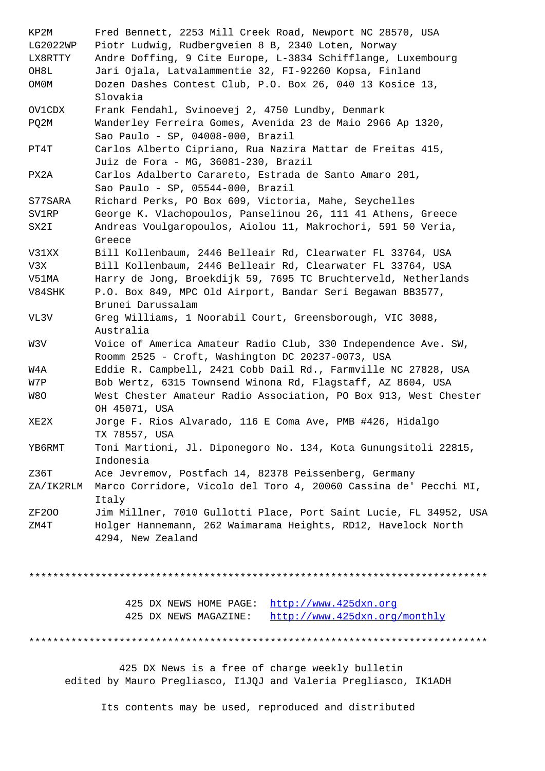```
KP2M      Fred Bennett, 2253 Mill Creek Road, Newport NC 28570, USA
LG2022WP  Piotr Ludwig, Rudbergveien 8 B, 2340 Loten, Norway
LX8RTTY   Andre Doffing, 9 Cite Europe, L-3834 Schifflange, Luxembourg
OH8L      Jari Ojala, Latvalammentie 32, FI-92260 Kopsa, Finland
OM0M      Dozen Dashes Contest Club, P.O. Box 26, 040 13 Kosice 13,
          Slovakia
OV1CDX    Frank Fendahl, Svinoevej 2, 4750 Lundby, Denmark
PQ2M      Wanderley Ferreira Gomes, Avenida 23 de Maio 2966 Ap 1320,
          Sao Paulo - SP, 04008-000, Brazil
PT4T      Carlos Alberto Cipriano, Rua Nazira Mattar de Freitas 415,
          Juiz de Fora - MG, 36081-230, Brazil
PX2A      Carlos Adalberto Carareto, Estrada de Santo Amaro 201,
          Sao Paulo - SP, 05544-000, Brazil
S77SARA   Richard Perks, PO Box 609, Victoria, Mahe, Seychelles
SV1RP     George K. Vlachopoulos, Panselinou 26, 111 41 Athens, Greece
SX2I      Andreas Voulgaropoulos, Aiolou 11, Makrochori, 591 50 Veria,
          Greece
V31XX     Bill Kollenbaum, 2446 Belleair Rd, Clearwater FL 33764, USA
V3X       Bill Kollenbaum, 2446 Belleair Rd, Clearwater FL 33764, USA
V51MA     Harry de Jong, Broekdijk 59, 7695 TC Bruchterveld, Netherlands
V84SHK    P.O. Box 849, MPC Old Airport, Bandar Seri Begawan BB3577,
          Brunei Darussalam
VL3V      Greg Williams, 1 Noorabil Court, Greensborough, VIC 3088,
          Australia
W3V       Voice of America Amateur Radio Club, 330 Independence Ave. SW,
          Roomm 2525 - Croft, Washington DC 20237-0073, USA
W4A       Eddie R. Campbell, 2421 Cobb Dail Rd., Farmville NC 27828, USA
W7P       Bob Wertz, 6315 Townsend Winona Rd, Flagstaff, AZ 8604, USA
W8O       West Chester Amateur Radio Association, PO Box 913, West Chester
          OH 45071, USA
XE2X      Jorge F. Rios Alvarado, 116 E Coma Ave, PMB #426, Hidalgo
          TX 78557, USA
YB6RMT    Toni Martioni, Jl. Diponegoro No. 134, Kota Gunungsitoli 22815,
          Indonesia
Z36T      Ace Jevremov, Postfach 14, 82378 Peissenberg, Germany
ZA/IK2RLM Marco Corridore, Vicolo del Toro 4, 20060 Cassina de' Pecchi MI,
          Italy
ZF2OO     Jim Millner, 7010 Gullotti Place, Port Saint Lucie, FL 34952, USA
ZM4T      Holger Hannemann, 262 Waimarama Heights, RD12, Havelock North
          4294, New Zealand
```

******************************************************************************

425 DX NEWS HOME PAGE: http://www.425dxn.org
425 DX NEWS MAGAZINE: http://www.425dxn.org/monthly

******************************************************************************

425 DX News is a free of charge weekly bulletin
edited by Mauro Pregliasco, I1JQJ and Valeria Pregliasco, IK1ADH

Its contents may be used, reproduced and distributed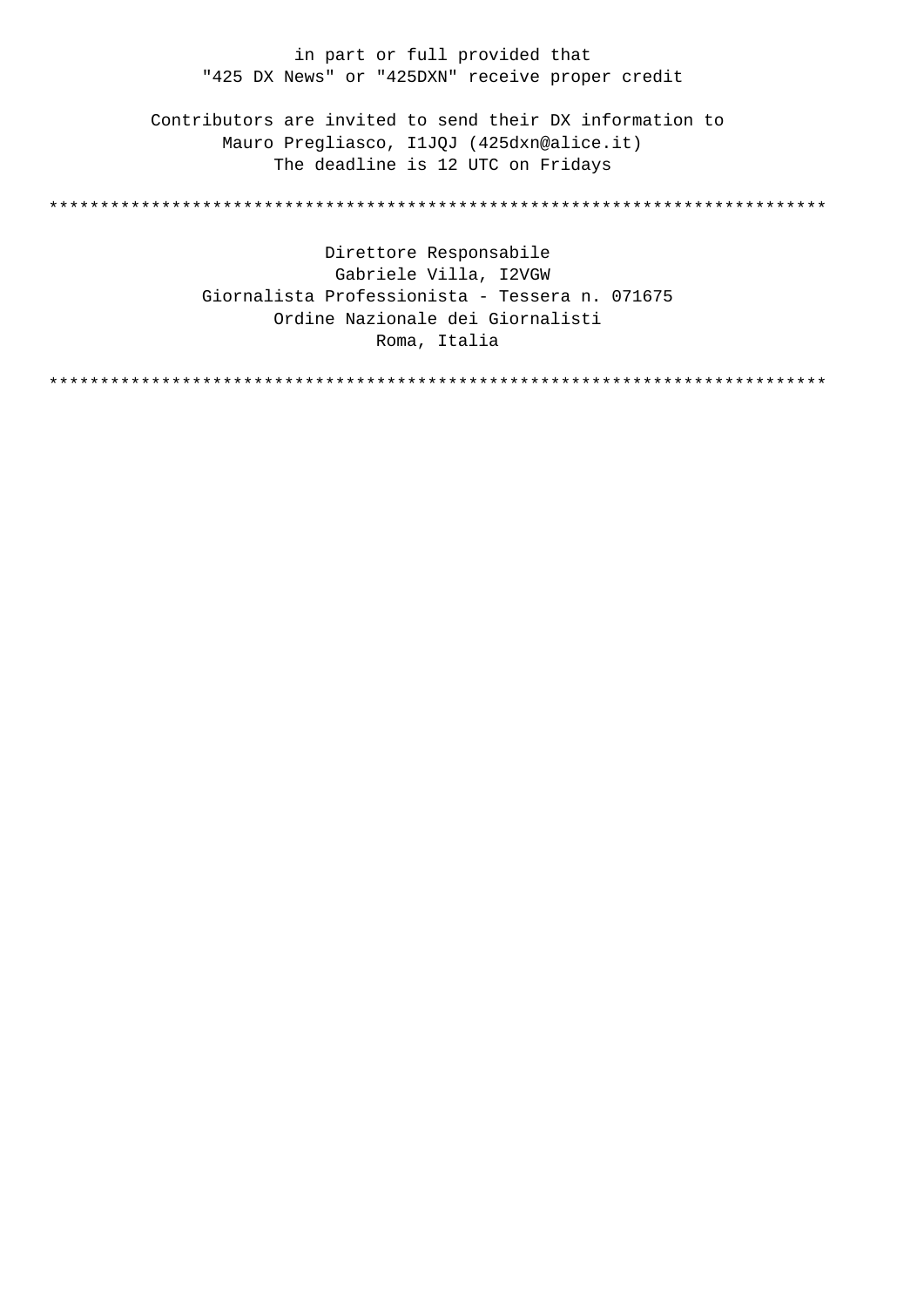in part or full provided that
"425 DX News" or "425DXN" receive proper credit

Contributors are invited to send their DX information to
Mauro Pregliasco, I1JQJ (425dxn@alice.it)
The deadline is 12 UTC on Fridays

****************************************************************************

Direttore Responsabile
Gabriele Villa, I2VGW
Giornalista Professionista - Tessera n. 071675
Ordine Nazionale dei Giornalisti
Roma, Italia

****************************************************************************